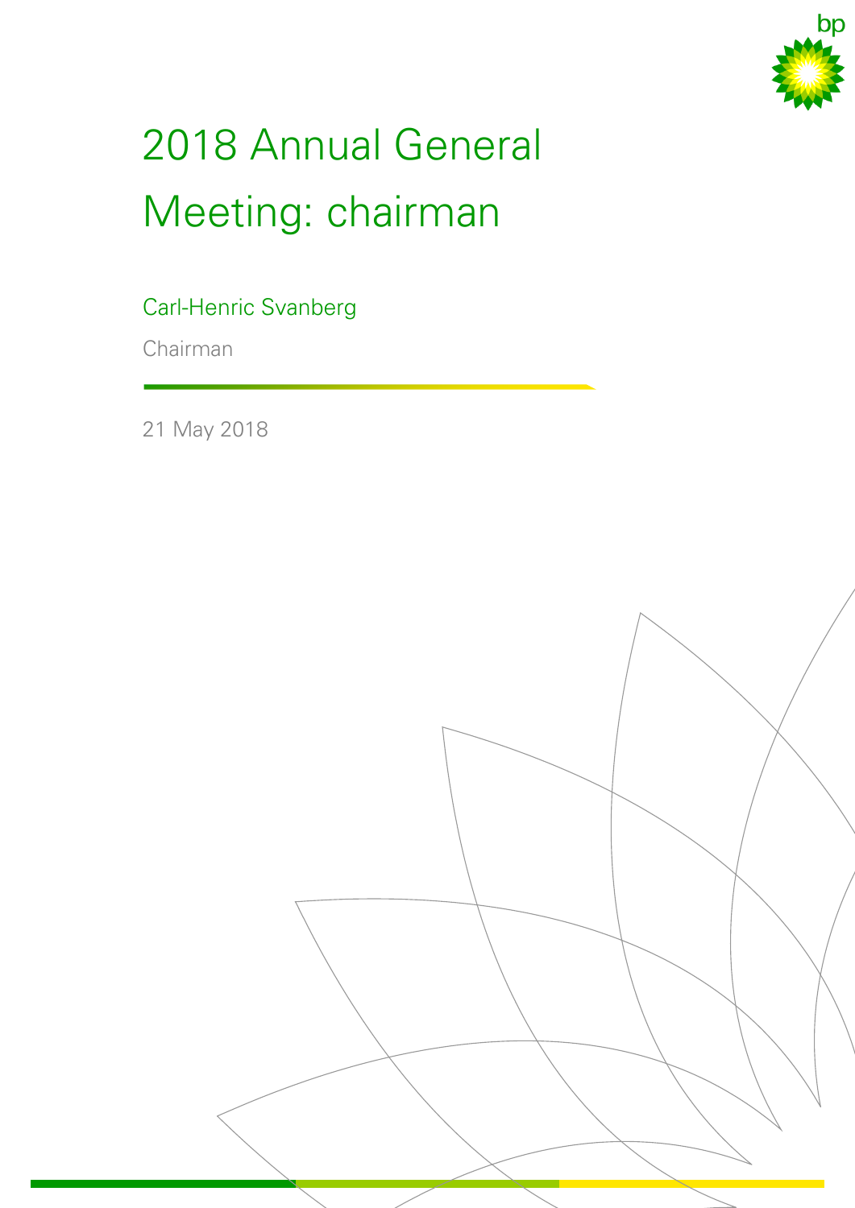# 2018 Annual General Meeting: chairman

Carl-Henric Svanberg

Chairman

21 May 2018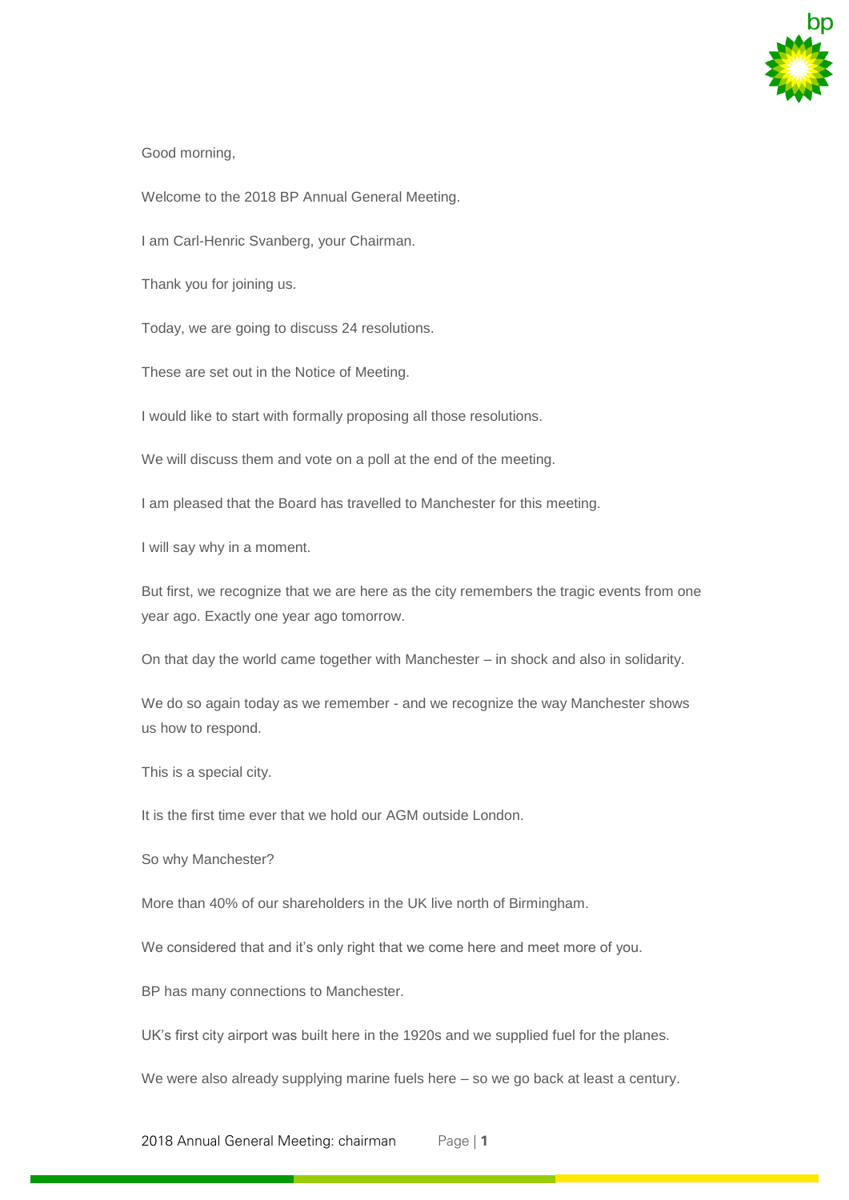Good morning,

Welcome to the 2018 BP Annual General Meeting.

I am Carl-Henric Svanberg, your Chairman.

Thank you for joining us.

Today, we are going to discuss 24 resolutions.

These are set out in the Notice of Meeting.

I would like to start with formally proposing all those resolutions.

We will discuss them and vote on a poll at the end of the meeting.

I am pleased that the Board has travelled to Manchester for this meeting.

I will say why in a moment.

But first, we recognize that we are here as the city remembers the tragic events from one year ago. Exactly one year ago tomorrow.

On that day the world came together with Manchester – in shock and also in solidarity.

We do so again today as we remember - and we recognize the way Manchester shows us how to respond.

This is a special city.

It is the first time ever that we hold our AGM outside London.

So why Manchester?

More than 40% of our shareholders in the UK live north of Birmingham.

We considered that and it's only right that we come here and meet more of you.

BP has many connections to Manchester.

UK's first city airport was built here in the 1920s and we supplied fuel for the planes.

We were also already supplying marine fuels here – so we go back at least a century.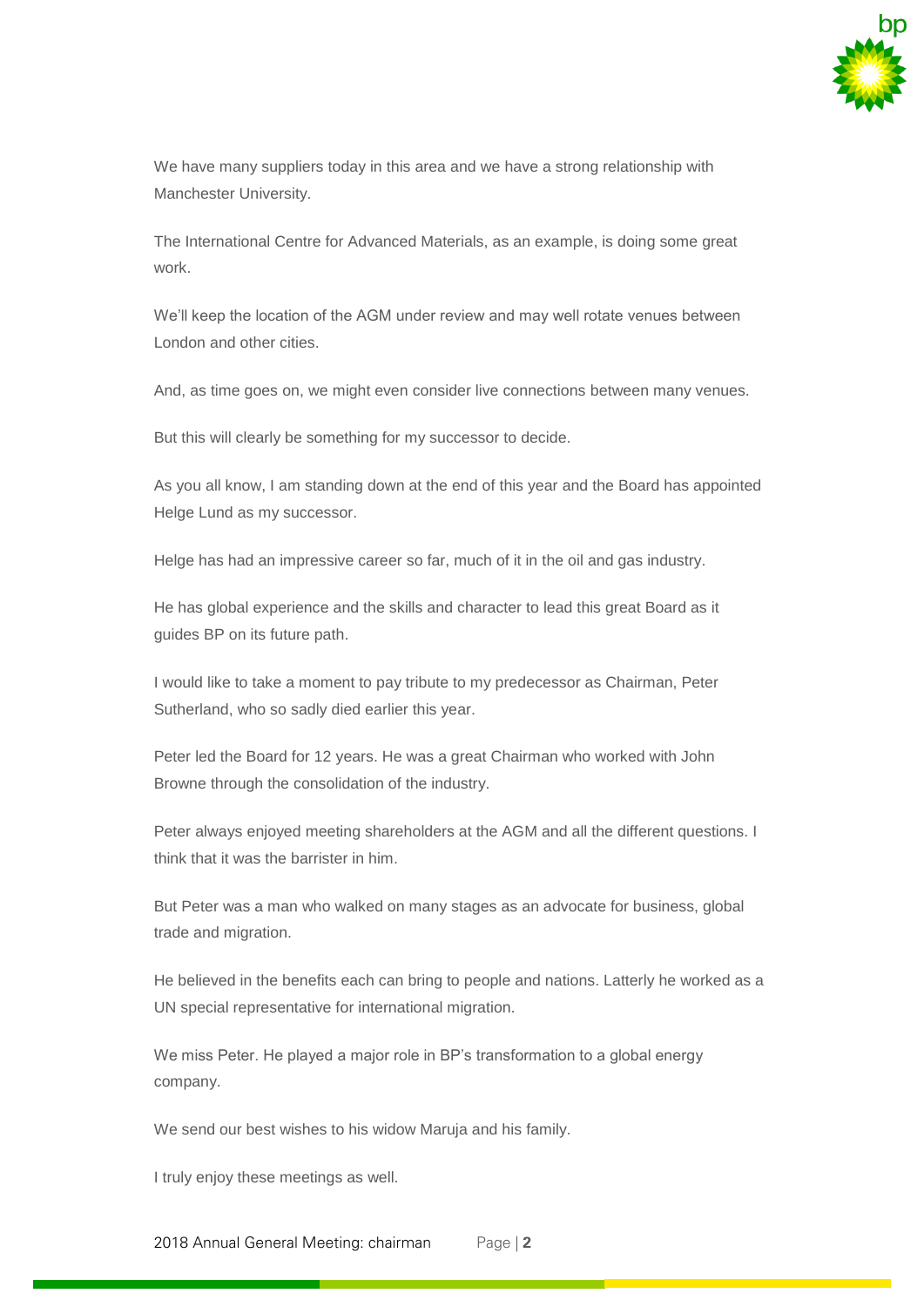We have many suppliers today in this area and we have a strong relationship with Manchester University.

The International Centre for Advanced Materials, as an example, is doing some great work.

We'll keep the location of the AGM under review and may well rotate venues between London and other cities.

And, as time goes on, we might even consider live connections between many venues.

But this will clearly be something for my successor to decide.

As you all know, I am standing down at the end of this year and the Board has appointed Helge Lund as my successor.

Helge has had an impressive career so far, much of it in the oil and gas industry.

He has global experience and the skills and character to lead this great Board as it guides BP on its future path.

I would like to take a moment to pay tribute to my predecessor as Chairman, Peter Sutherland, who so sadly died earlier this year.

Peter led the Board for 12 years. He was a great Chairman who worked with John Browne through the consolidation of the industry.

Peter always enjoyed meeting shareholders at the AGM and all the different questions. I think that it was the barrister in him.

But Peter was a man who walked on many stages as an advocate for business, global trade and migration.

He believed in the benefits each can bring to people and nations. Latterly he worked as a UN special representative for international migration.

We miss Peter. He played a major role in BP's transformation to a global energy company.

We send our best wishes to his widow Maruja and his family.

I truly enjoy these meetings as well.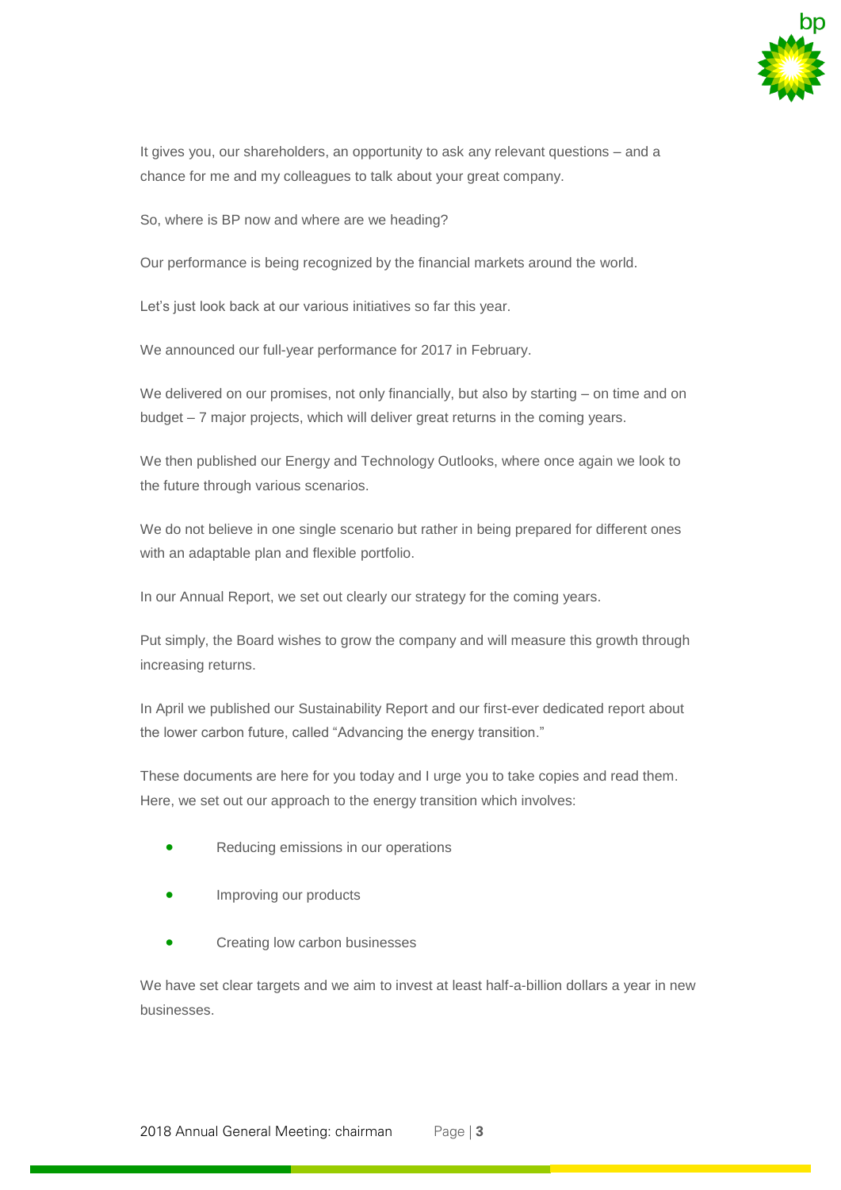It gives you, our shareholders, an opportunity to ask any relevant questions – and a chance for me and my colleagues to talk about your great company.

So, where is BP now and where are we heading?

Our performance is being recognized by the financial markets around the world.

Let's just look back at our various initiatives so far this year.

We announced our full-year performance for 2017 in February.

We delivered on our promises, not only financially, but also by starting – on time and on budget – 7 major projects, which will deliver great returns in the coming years.

We then published our Energy and Technology Outlooks, where once again we look to the future through various scenarios.

We do not believe in one single scenario but rather in being prepared for different ones with an adaptable plan and flexible portfolio.

In our Annual Report, we set out clearly our strategy for the coming years.

Put simply, the Board wishes to grow the company and will measure this growth through increasing returns.

In April we published our Sustainability Report and our first-ever dedicated report about the lower carbon future, called "Advancing the energy transition."

These documents are here for you today and I urge you to take copies and read them. Here, we set out our approach to the energy transition which involves:

- Reducing emissions in our operations
- Improving our products
- Creating low carbon businesses

We have set clear targets and we aim to invest at least half-a-billion dollars a year in new businesses.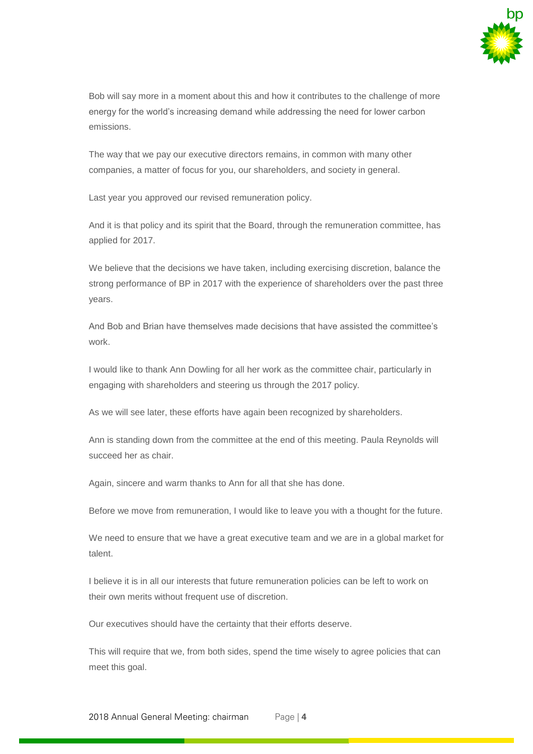Bob will say more in a moment about this and how it contributes to the challenge of more energy for the world's increasing demand while addressing the need for lower carbon emissions.

The way that we pay our executive directors remains, in common with many other companies, a matter of focus for you, our shareholders, and society in general.

Last year you approved our revised remuneration policy.

And it is that policy and its spirit that the Board, through the remuneration committee, has applied for 2017.

We believe that the decisions we have taken, including exercising discretion, balance the strong performance of BP in 2017 with the experience of shareholders over the past three years.

And Bob and Brian have themselves made decisions that have assisted the committee's work.

I would like to thank Ann Dowling for all her work as the committee chair, particularly in engaging with shareholders and steering us through the 2017 policy.

As we will see later, these efforts have again been recognized by shareholders.

Ann is standing down from the committee at the end of this meeting. Paula Reynolds will succeed her as chair.

Again, sincere and warm thanks to Ann for all that she has done.

Before we move from remuneration, I would like to leave you with a thought for the future.

We need to ensure that we have a great executive team and we are in a global market for talent.

I believe it is in all our interests that future remuneration policies can be left to work on their own merits without frequent use of discretion.

Our executives should have the certainty that their efforts deserve.

This will require that we, from both sides, spend the time wisely to agree policies that can meet this goal.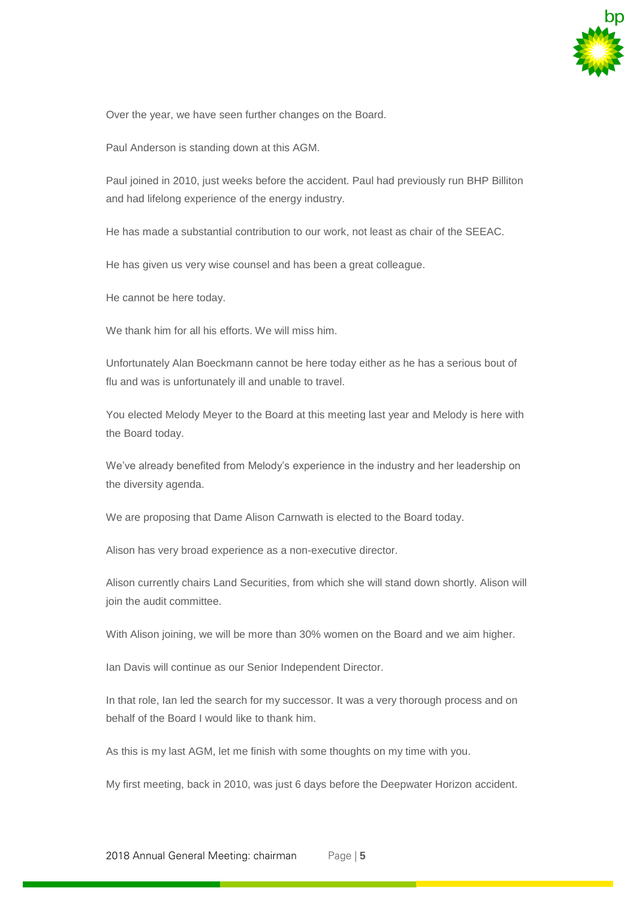Over the year, we have seen further changes on the Board.

Paul Anderson is standing down at this AGM.

Paul joined in 2010, just weeks before the accident. Paul had previously run BHP Billiton and had lifelong experience of the energy industry.

He has made a substantial contribution to our work, not least as chair of the SEEAC.

He has given us very wise counsel and has been a great colleague.

He cannot be here today.

We thank him for all his efforts. We will miss him.

Unfortunately Alan Boeckmann cannot be here today either as he has a serious bout of flu and was is unfortunately ill and unable to travel.

You elected Melody Meyer to the Board at this meeting last year and Melody is here with the Board today.

We've already benefited from Melody's experience in the industry and her leadership on the diversity agenda.

We are proposing that Dame Alison Carnwath is elected to the Board today.

Alison has very broad experience as a non-executive director.

Alison currently chairs Land Securities, from which she will stand down shortly. Alison will join the audit committee.

With Alison joining, we will be more than 30% women on the Board and we aim higher.

Ian Davis will continue as our Senior Independent Director.

In that role, Ian led the search for my successor. It was a very thorough process and on behalf of the Board I would like to thank him.

As this is my last AGM, let me finish with some thoughts on my time with you.

My first meeting, back in 2010, was just 6 days before the Deepwater Horizon accident.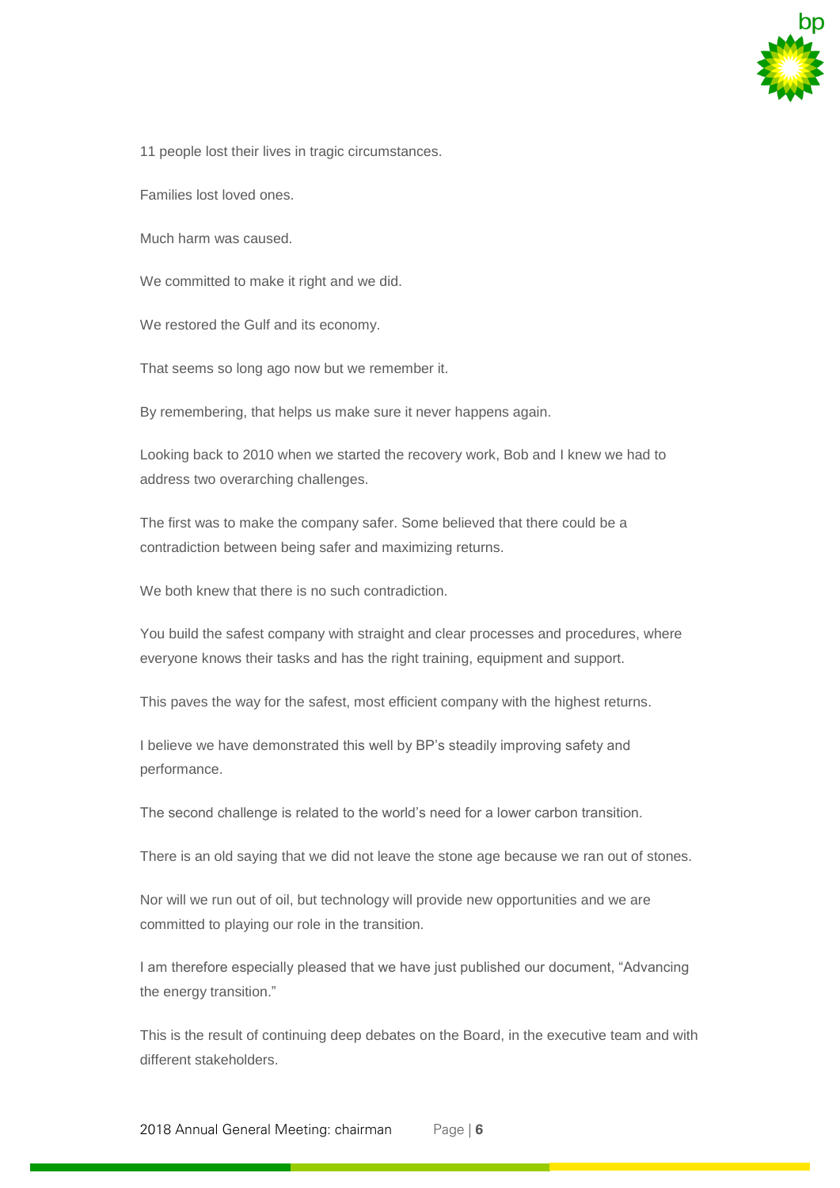11 people lost their lives in tragic circumstances.

Families lost loved ones.

Much harm was caused.

We committed to make it right and we did.

We restored the Gulf and its economy.

That seems so long ago now but we remember it.

By remembering, that helps us make sure it never happens again.

Looking back to 2010 when we started the recovery work, Bob and I knew we had to address two overarching challenges.

The first was to make the company safer. Some believed that there could be a contradiction between being safer and maximizing returns.

We both knew that there is no such contradiction.

You build the safest company with straight and clear processes and procedures, where everyone knows their tasks and has the right training, equipment and support.

This paves the way for the safest, most efficient company with the highest returns.

I believe we have demonstrated this well by BP's steadily improving safety and performance.

The second challenge is related to the world's need for a lower carbon transition.

There is an old saying that we did not leave the stone age because we ran out of stones.

Nor will we run out of oil, but technology will provide new opportunities and we are committed to playing our role in the transition.

I am therefore especially pleased that we have just published our document, "Advancing the energy transition."

This is the result of continuing deep debates on the Board, in the executive team and with different stakeholders.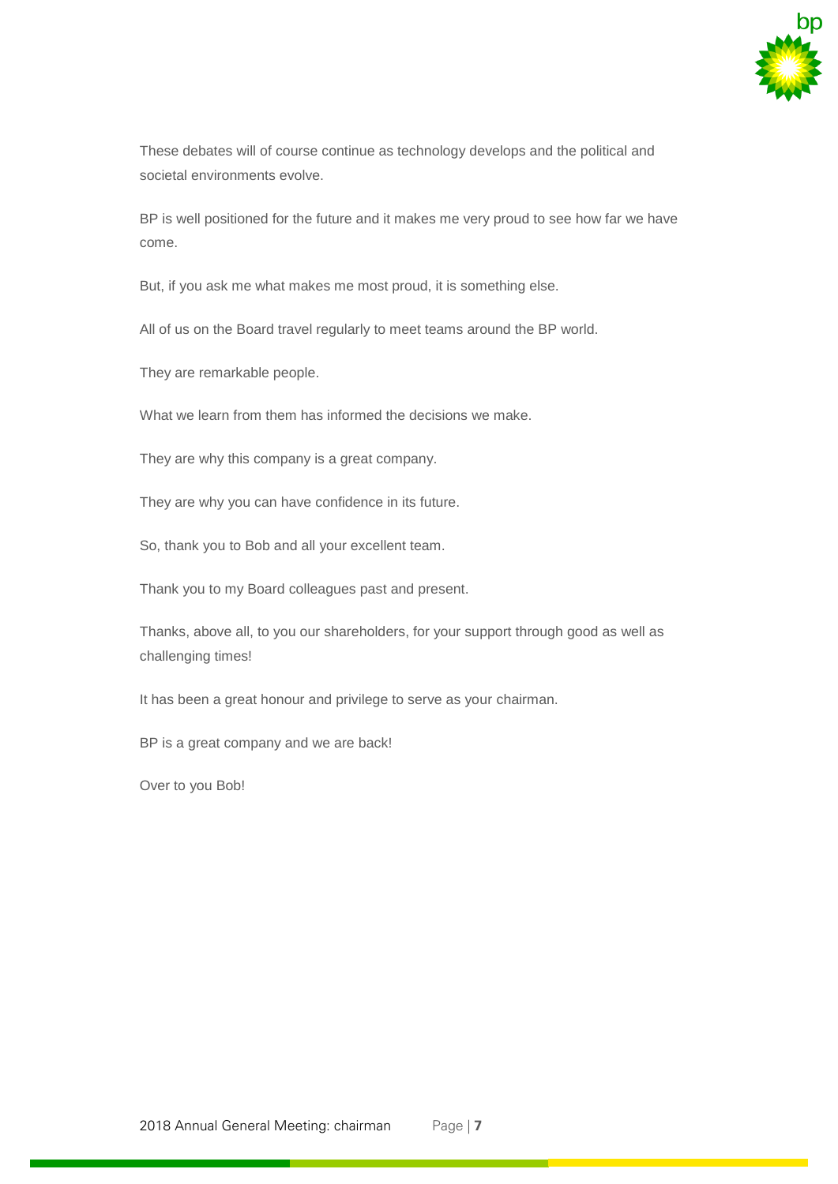These debates will of course continue as technology develops and the political and societal environments evolve.

BP is well positioned for the future and it makes me very proud to see how far we have come.

But, if you ask me what makes me most proud, it is something else.

All of us on the Board travel regularly to meet teams around the BP world.

They are remarkable people.

What we learn from them has informed the decisions we make.

They are why this company is a great company.

They are why you can have confidence in its future.

So, thank you to Bob and all your excellent team.

Thank you to my Board colleagues past and present.

Thanks, above all, to you our shareholders, for your support through good as well as challenging times!

It has been a great honour and privilege to serve as your chairman.

BP is a great company and we are back!

Over to you Bob!